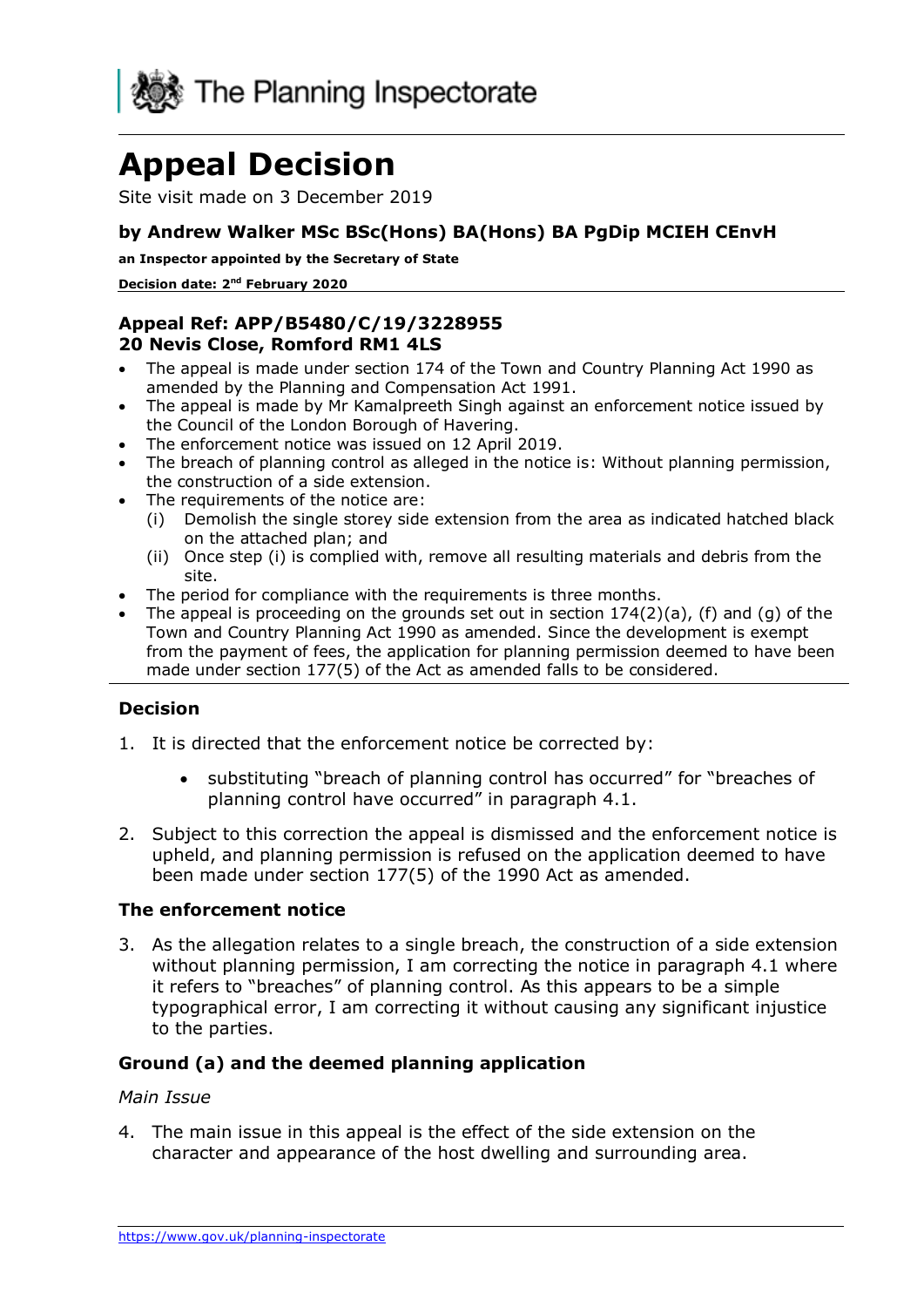The Planning Inspectorate

# Appeal Decision

Site visit made on 3 December 2019

### by Andrew Walker MSc BSc(Hons) BA(Hons) BA PgDip MCIEH CEnvH

**an Inspector appointed by the Secretary of State**

**Decision date: 2nd February 2020**

---

### Appeal Ref: APP/B5480/C/19/3228955
### 20 Nevis Close, Romford RM1 4LS

- The appeal is made under section 174 of the Town and Country Planning Act 1990 as amended by the Planning and Compensation Act 1991.
- The appeal is made by Mr Kamalpreeth Singh against an enforcement notice issued by the Council of the London Borough of Havering.
- The enforcement notice was issued on 12 April 2019.
- The breach of planning control as alleged in the notice is: Without planning permission, the construction of a side extension.
- The requirements of the notice are:
  - (i) Demolish the single storey side extension from the area as indicated hatched black on the attached plan; and
  - (ii) Once step (i) is complied with, remove all resulting materials and debris from the site.
- The period for compliance with the requirements is three months.
- The appeal is proceeding on the grounds set out in section 174(2)(a), (f) and (g) of the Town and Country Planning Act 1990 as amended. Since the development is exempt from the payment of fees, the application for planning permission deemed to have been made under section 177(5) of the Act as amended falls to be considered.

---

### Decision

1. It is directed that the enforcement notice be corrected by:
   - substituting "breach of planning control has occurred" for "breaches of planning control have occurred" in paragraph 4.1.
2. Subject to this correction the appeal is dismissed and the enforcement notice is upheld, and planning permission is refused on the application deemed to have been made under section 177(5) of the 1990 Act as amended.

### The enforcement notice

3. As the allegation relates to a single breach, the construction of a side extension without planning permission, I am correcting the notice in paragraph 4.1 where it refers to "breaches" of planning control. As this appears to be a simple typographical error, I am correcting it without causing any significant injustice to the parties.

### Ground (a) and the deemed planning application

*Main Issue*

4. The main issue in this appeal is the effect of the side extension on the character and appearance of the host dwelling and surrounding area.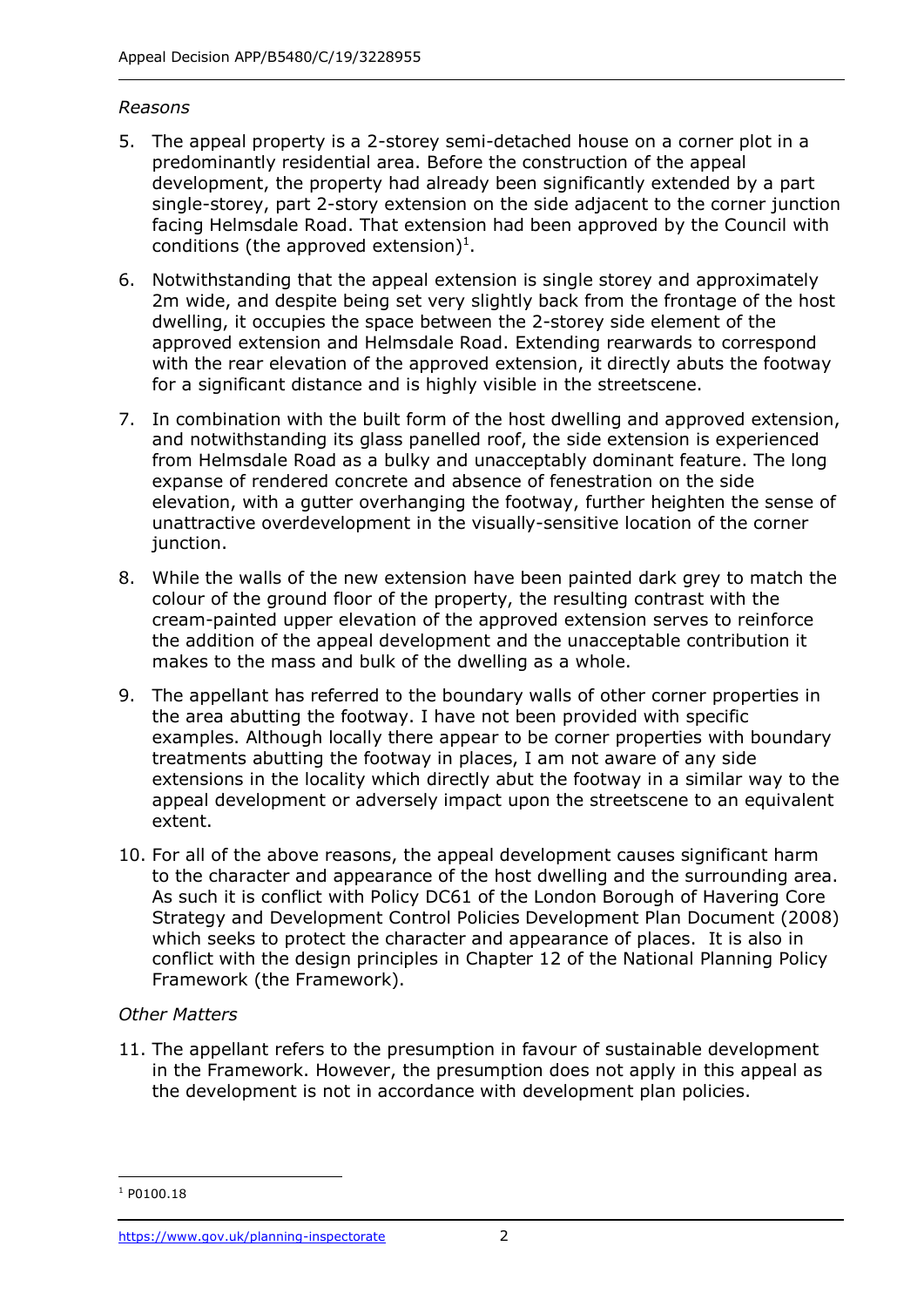*Reasons*

5. The appeal property is a 2-storey semi-detached house on a corner plot in a predominantly residential area. Before the construction of the appeal development, the property had already been significantly extended by a part single-storey, part 2-story extension on the side adjacent to the corner junction facing Helmsdale Road. That extension had been approved by the Council with conditions (the approved extension)[1].

6. Notwithstanding that the appeal extension is single storey and approximately 2m wide, and despite being set very slightly back from the frontage of the host dwelling, it occupies the space between the 2-storey side element of the approved extension and Helmsdale Road. Extending rearwards to correspond with the rear elevation of the approved extension, it directly abuts the footway for a significant distance and is highly visible in the streetscene.

7. In combination with the built form of the host dwelling and approved extension, and notwithstanding its glass panelled roof, the side extension is experienced from Helmsdale Road as a bulky and unacceptably dominant feature. The long expanse of rendered concrete and absence of fenestration on the side elevation, with a gutter overhanging the footway, further heighten the sense of unattractive overdevelopment in the visually-sensitive location of the corner junction.

8. While the walls of the new extension have been painted dark grey to match the colour of the ground floor of the property, the resulting contrast with the cream-painted upper elevation of the approved extension serves to reinforce the addition of the appeal development and the unacceptable contribution it makes to the mass and bulk of the dwelling as a whole.

9. The appellant has referred to the boundary walls of other corner properties in the area abutting the footway. I have not been provided with specific examples. Although locally there appear to be corner properties with boundary treatments abutting the footway in places, I am not aware of any side extensions in the locality which directly abut the footway in a similar way to the appeal development or adversely impact upon the streetscene to an equivalent extent.

10. For all of the above reasons, the appeal development causes significant harm to the character and appearance of the host dwelling and the surrounding area. As such it is conflict with Policy DC61 of the London Borough of Havering Core Strategy and Development Control Policies Development Plan Document (2008) which seeks to protect the character and appearance of places. It is also in conflict with the design principles in Chapter 12 of the National Planning Policy Framework (the Framework).

*Other Matters*

11. The appellant refers to the presumption in favour of sustainable development in the Framework. However, the presumption does not apply in this appeal as the development is not in accordance with development plan policies.

[1] P0100.18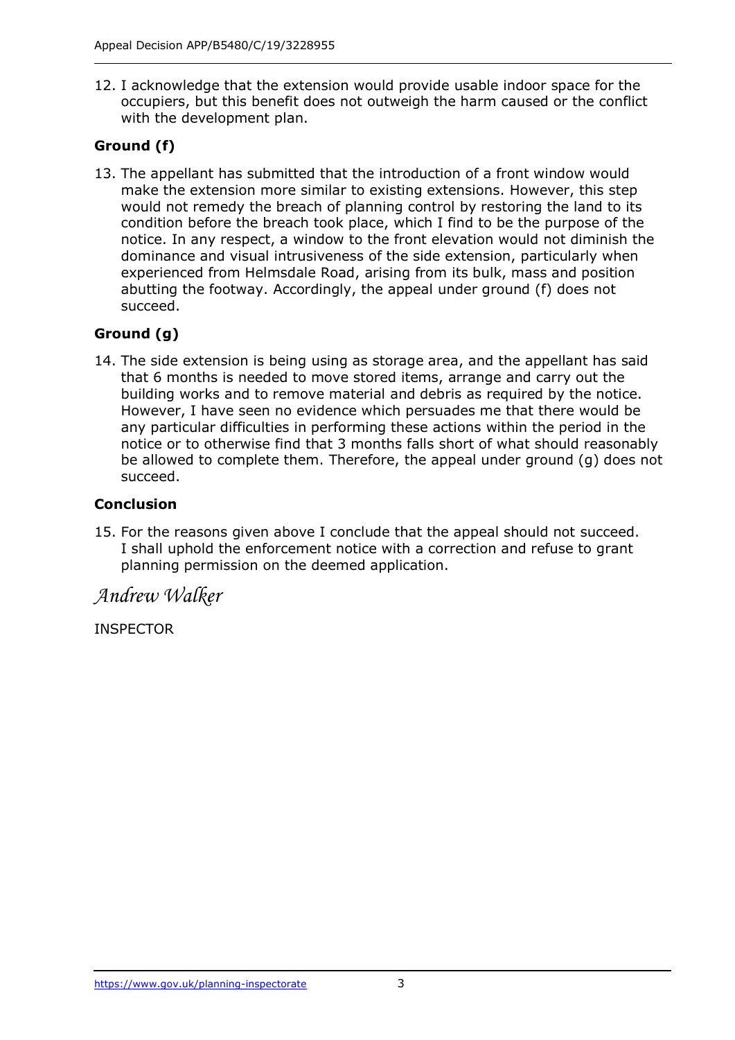12. I acknowledge that the extension would provide usable indoor space for the occupiers, but this benefit does not outweigh the harm caused or the conflict with the development plan.

### Ground (f)

13. The appellant has submitted that the introduction of a front window would make the extension more similar to existing extensions. However, this step would not remedy the breach of planning control by restoring the land to its condition before the breach took place, which I find to be the purpose of the notice. In any respect, a window to the front elevation would not diminish the dominance and visual intrusiveness of the side extension, particularly when experienced from Helmsdale Road, arising from its bulk, mass and position abutting the footway. Accordingly, the appeal under ground (f) does not succeed.

### Ground (g)

14. The side extension is being using as storage area, and the appellant has said that 6 months is needed to move stored items, arrange and carry out the building works and to remove material and debris as required by the notice. However, I have seen no evidence which persuades me that there would be any particular difficulties in performing these actions within the period in the notice or to otherwise find that 3 months falls short of what should reasonably be allowed to complete them. Therefore, the appeal under ground (g) does not succeed.

### Conclusion

15. For the reasons given above I conclude that the appeal should not succeed. I shall uphold the enforcement notice with a correction and refuse to grant planning permission on the deemed application.

*Andrew Walker*

INSPECTOR